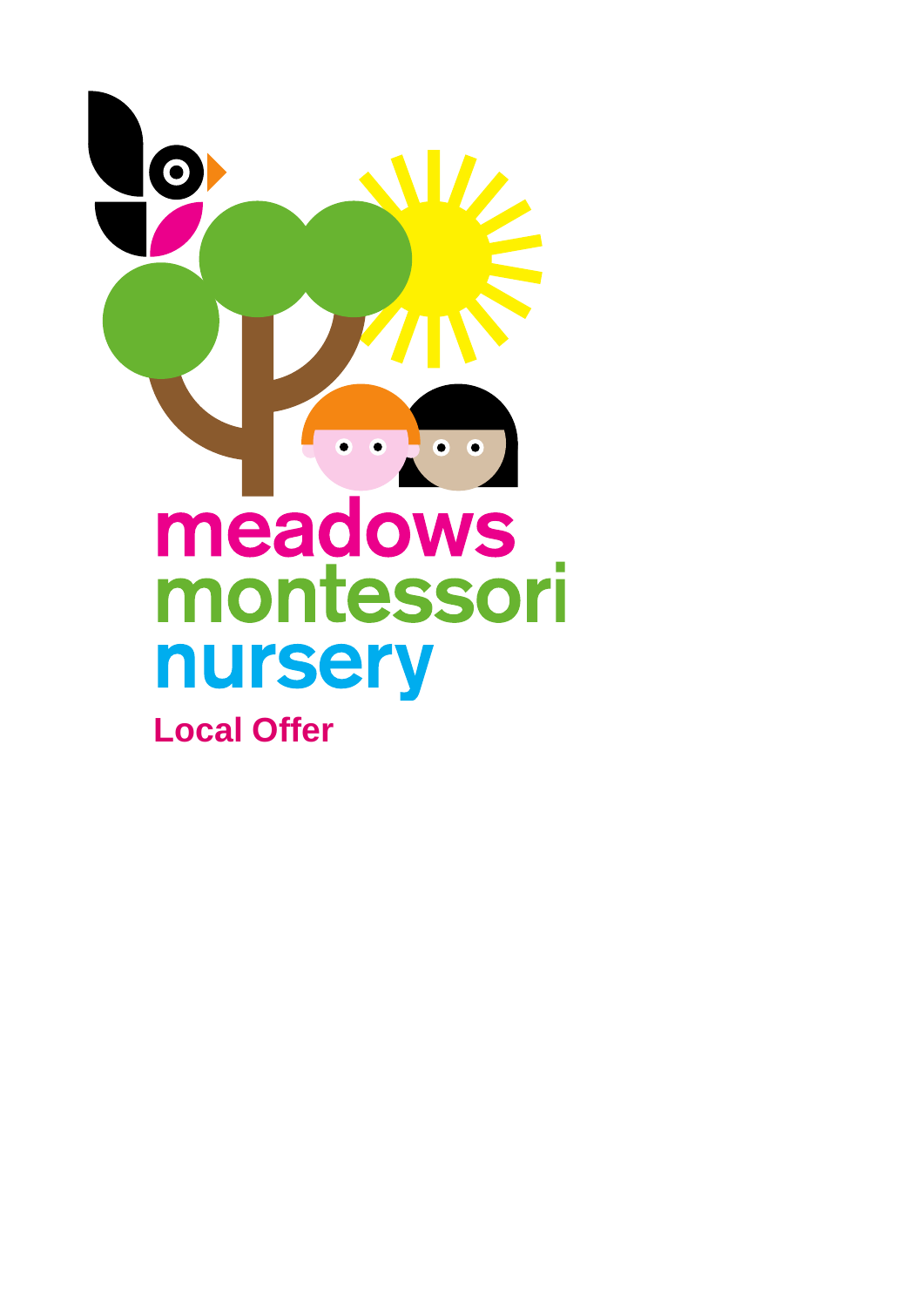# meadows montessori nursery

## Local Offer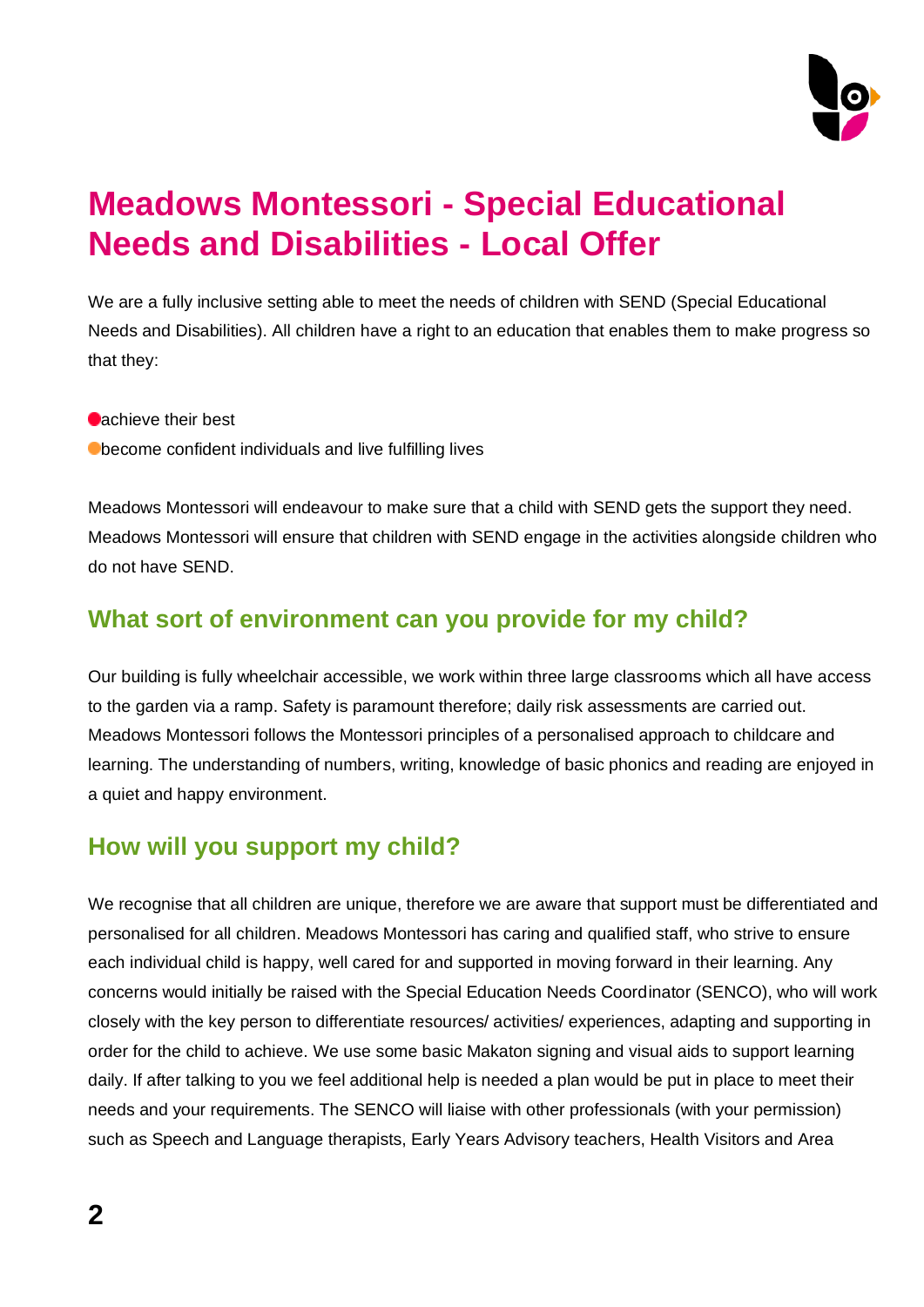# Meadows Montessori - Special Educational Needs and Disabilities - Local Offer

We are a fully inclusive setting able to meet the needs of children with SEND (Special Educational Needs and Disabilities). All children have a right to an education that enables them to make progress so that they:

- achieve their best
- become confident individuals and live fulfilling lives

Meadows Montessori will endeavour to make sure that a child with SEND gets the support they need. Meadows Montessori will ensure that children with SEND engage in the activities alongside children who do not have SEND.

## What sort of environment can you provide for my child?

Our building is fully wheelchair accessible, we work within three large classrooms which all have access to the garden via a ramp. Safety is paramount therefore; daily risk assessments are carried out. Meadows Montessori follows the Montessori principles of a personalised approach to childcare and learning. The understanding of numbers, writing, knowledge of basic phonics and reading are enjoyed in a quiet and happy environment.

## How will you support my child?

We recognise that all children are unique, therefore we are aware that support must be differentiated and personalised for all children. Meadows Montessori has caring and qualified staff, who strive to ensure each individual child is happy, well cared for and supported in moving forward in their learning. Any concerns would initially be raised with the Special Education Needs Coordinator (SENCO), who will work closely with the key person to differentiate resources/ activities/ experiences, adapting and supporting in order for the child to achieve. We use some basic Makaton signing and visual aids to support learning daily. If after talking to you we feel additional help is needed a plan would be put in place to meet their needs and your requirements. The SENCO will liaise with other professionals (with your permission) such as Speech and Language therapists, Early Years Advisory teachers, Health Visitors and Area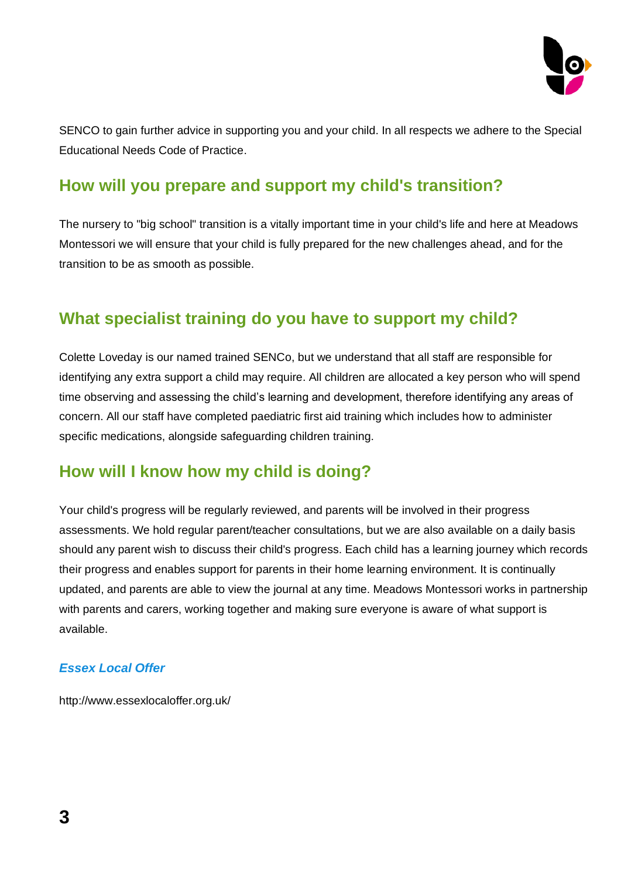SENCO to gain further advice in supporting you and your child. In all respects we adhere to the Special Educational Needs Code of Practice.

## How will you prepare and support my child's transition?

The nursery to "big school" transition is a vitally important time in your child's life and here at Meadows Montessori we will ensure that your child is fully prepared for the new challenges ahead, and for the transition to be as smooth as possible.

## What specialist training do you have to support my child?

Colette Loveday is our named trained SENCo, but we understand that all staff are responsible for identifying any extra support a child may require. All children are allocated a key person who will spend time observing and assessing the child's learning and development, therefore identifying any areas of concern. All our staff have completed paediatric first aid training which includes how to administer specific medications, alongside safeguarding children training.

## How will I know how my child is doing?

Your child's progress will be regularly reviewed, and parents will be involved in their progress assessments. We hold regular parent/teacher consultations, but we are also available on a daily basis should any parent wish to discuss their child's progress. Each child has a learning journey which records their progress and enables support for parents in their home learning environment. It is continually updated, and parents are able to view the journal at any time. Meadows Montessori works in partnership with parents and carers, working together and making sure everyone is aware of what support is available.

***Essex Local Offer***

http://www.essexlocaloffer.org.uk/